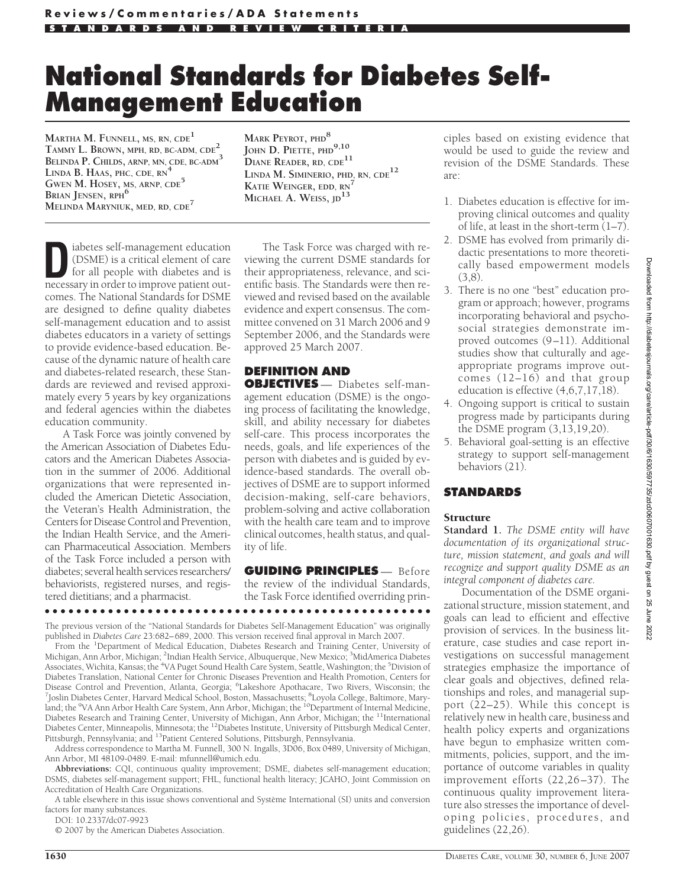# National Standards for Diabetes Self-Management Education

Martha M. Funnell, MS, RN, CDE[1]
Tammy L. Brown, MPH, RD, BC-ADM, CDE[2]
Belinda P. Childs, ARNP, MN, CDE, BC-ADM[3]
Linda B. Haas, PHC, CDE, RN[4]
Gwen M. Hosey, MS, ARNP, CDE[5]
Brian Jensen, RPH[6]
Melinda Maryniuk, MED, RD, CDE[7]
Mark Peyrot, PHD[8]
John D. Piette, PHD[9,10]
Diane Reader, RD, CDE[11]
Linda M. Siminerio, PHD, RN, CDE[12]
Katie Weinger, EDD, RN[7]
Michael A. Weiss, JD[13]

Diabetes self-management education (DSME) is a critical element of care for all people with diabetes and is necessary in order to improve patient outcomes. The National Standards for DSME are designed to define quality diabetes self-management education and to assist diabetes educators in a variety of settings to provide evidence-based education. Because of the dynamic nature of health care and diabetes-related research, these Standards are reviewed and revised approximately every 5 years by key organizations and federal agencies within the diabetes education community.

A Task Force was jointly convened by the American Association of Diabetes Educators and the American Diabetes Association in the summer of 2006. Additional organizations that were represented included the American Dietetic Association, the Veteran's Health Administration, the Centers for Disease Control and Prevention, the Indian Health Service, and the American Pharmaceutical Association. Members of the Task Force included a person with diabetes; several health services researchers/behaviorists, registered nurses, and registered dietitians; and a pharmacist.

The Task Force was charged with reviewing the current DSME standards for their appropriateness, relevance, and scientific basis. The Standards were then reviewed and revised based on the available evidence and expert consensus. The committee convened on 31 March 2006 and 9 September 2006, and the Standards were approved 25 March 2007.

## DEFINITION AND OBJECTIVES

Diabetes self-management education (DSME) is the ongoing process of facilitating the knowledge, skill, and ability necessary for diabetes self-care. This process incorporates the needs, goals, and life experiences of the person with diabetes and is guided by evidence-based standards. The overall objectives of DSME are to support informed decision-making, self-care behaviors, problem-solving and active collaboration with the health care team and to improve clinical outcomes, health status, and quality of life.

## GUIDING PRINCIPLES

Before the review of the individual Standards, the Task Force identified overriding principles based on existing evidence that would be used to guide the review and revision of the DSME Standards. These are:

1. Diabetes education is effective for improving clinical outcomes and quality of life, at least in the short-term (1–7).
2. DSME has evolved from primarily didactic presentations to more theoretically based empowerment models (3,8).
3. There is no one "best" education program or approach; however, programs incorporating behavioral and psychosocial strategies demonstrate improved outcomes (9–11). Additional studies show that culturally and age-appropriate programs improve outcomes (12–16) and that group education is effective (4,6,7,17,18).
4. Ongoing support is critical to sustain progress made by participants during the DSME program (3,13,19,20).
5. Behavioral goal-setting is an effective strategy to support self-management behaviors (21).

## STANDARDS

### Structure

**Standard 1.** *The DSME entity will have documentation of its organizational structure, mission statement, and goals and will recognize and support quality DSME as an integral component of diabetes care.*

Documentation of the DSME organizational structure, mission statement, and goals can lead to efficient and effective provision of services. In the business literature, case studies and case report investigations on successful management strategies emphasize the importance of clear goals and objectives, defined relationships and roles, and managerial support (22–25). While this concept is relatively new in health care, business and health policy experts and organizations have begun to emphasize written commitments, policies, support, and the importance of outcome variables in quality improvement efforts (22,26–37). The continuous quality improvement literature also stresses the importance of developing policies, procedures, and guidelines (22,26).

---

The previous version of the "National Standards for Diabetes Self-Management Education" was originally published in *Diabetes Care* 23:682–689, 2000. This version received final approval in March 2007.

From the [1]Department of Medical Education, Diabetes Research and Training Center, University of Michigan, Ann Arbor, Michigan; [2]Indian Health Service, Albuquerque, New Mexico; [3]MidAmerica Diabetes Associates, Wichita, Kansas; the [4]VA Puget Sound Health Care System, Seattle, Washington; the [5]Division of Diabetes Translation, National Center for Chronic Diseases Prevention and Health Promotion, Centers for Disease Control and Prevention, Atlanta, Georgia; [6]Lakeshore Apothecare, Two Rivers, Wisconsin; the [7]Joslin Diabetes Center, Harvard Medical School, Boston, Massachusetts; [8]Loyola College, Baltimore, Maryland; the [9]VA Ann Arbor Health Care System, Ann Arbor, Michigan; the [10]Department of Internal Medicine, Diabetes Research and Training Center, University of Michigan, Ann Arbor, Michigan; the [11]International Diabetes Center, Minneapolis, Minnesota; the [12]Diabetes Institute, University of Pittsburgh Medical Center, Pittsburgh, Pennsylvania; and [13]Patient Centered Solutions, Pittsburgh, Pennsylvania.

Address correspondence to Martha M. Funnell, 300 N. Ingalls, 3D06, Box 0489, University of Michigan, Ann Arbor, MI 48109-0489. E-mail: mfunnell@umich.edu.

**Abbreviations:** CQI, continuous quality improvement; DSME, diabetes self-management education; DSMS, diabetes self-management support; FHL, functional health literacy; JCAHO, Joint Commission on Accreditation of Health Care Organizations.

A table elsewhere in this issue shows conventional and Système International (SI) units and conversion factors for many substances.

DOI: 10.2337/dc07-9923

© 2007 by the American Diabetes Association.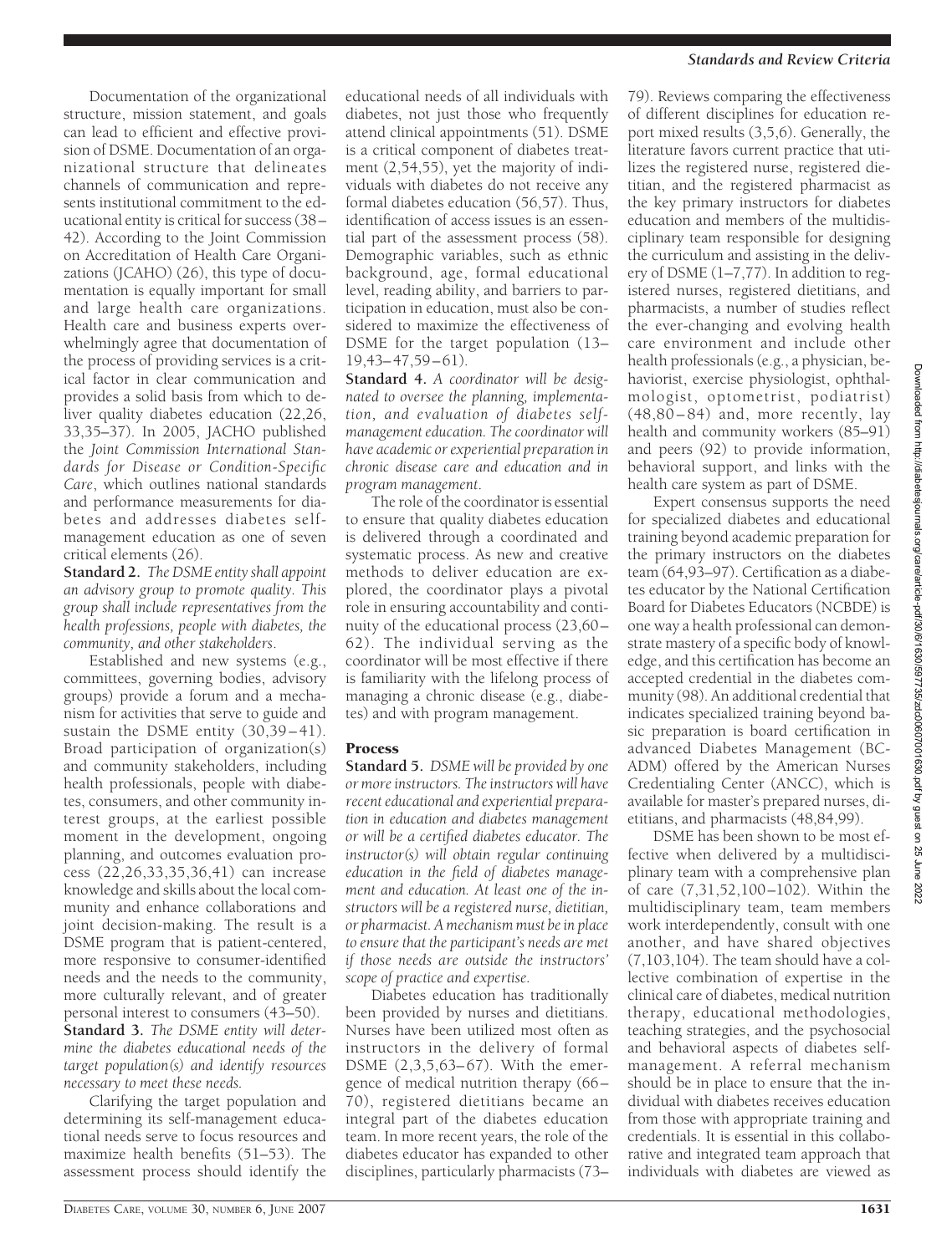Documentation of the organizational structure, mission statement, and goals can lead to efficient and effective provision of DSME. Documentation of an organizational structure that delineates channels of communication and represents institutional commitment to the educational entity is critical for success (38–42). According to the Joint Commission on Accreditation of Health Care Organizations (JCAHO) (26), this type of documentation is equally important for small and large health care organizations. Health care and business experts overwhelmingly agree that documentation of the process of providing services is a critical factor in clear communication and provides a solid basis from which to deliver quality diabetes education (22,26, 33,35–37). In 2005, JACHO published the *Joint Commission International Standards for Disease or Condition-Specific Care*, which outlines national standards and performance measurements for diabetes and addresses diabetes self-management education as one of seven critical elements (26).

**Standard 2.** *The DSME entity shall appoint an advisory group to promote quality. This group shall include representatives from the health professions, people with diabetes, the community, and other stakeholders.*

Established and new systems (e.g., committees, governing bodies, advisory groups) provide a forum and a mechanism for activities that serve to guide and sustain the DSME entity (30,39–41). Broad participation of organization(s) and community stakeholders, including health professionals, people with diabetes, consumers, and other community interest groups, at the earliest possible moment in the development, ongoing planning, and outcomes evaluation process (22,26,33,35,36,41) can increase knowledge and skills about the local community and enhance collaborations and joint decision-making. The result is a DSME program that is patient-centered, more responsive to consumer-identified needs and the needs to the community, more culturally relevant, and of greater personal interest to consumers (43–50).

**Standard 3.** *The DSME entity will determine the diabetes educational needs of the target population(s) and identify resources necessary to meet these needs.*

Clarifying the target population and determining its self-management educational needs serve to focus resources and maximize health benefits (51–53). The assessment process should identify the educational needs of all individuals with diabetes, not just those who frequently attend clinical appointments (51). DSME is a critical component of diabetes treatment (2,54,55), yet the majority of individuals with diabetes do not receive any formal diabetes education (56,57). Thus, identification of access issues is an essential part of the assessment process (58). Demographic variables, such as ethnic background, age, formal educational level, reading ability, and barriers to participation in education, must also be considered to maximize the effectiveness of DSME for the target population (13–19,43–47,59–61).

**Standard 4.** *A coordinator will be designated to oversee the planning, implementation, and evaluation of diabetes self-management education. The coordinator will have academic or experiential preparation in chronic disease care and education and in program management.*

The role of the coordinator is essential to ensure that quality diabetes education is delivered through a coordinated and systematic process. As new and creative methods to deliver education are explored, the coordinator plays a pivotal role in ensuring accountability and continuity of the educational process (23,60–62). The individual serving as the coordinator will be most effective if there is familiarity with the lifelong process of managing a chronic disease (e.g., diabetes) and with program management.

## Process

**Standard 5.** *DSME will be provided by one or more instructors. The instructors will have recent educational and experiential preparation in education and diabetes management or will be a certified diabetes educator. The instructor(s) will obtain regular continuing education in the field of diabetes management and education. At least one of the instructors will be a registered nurse, dietitian, or pharmacist. A mechanism must be in place to ensure that the participant's needs are met if those needs are outside the instructors' scope of practice and expertise.*

Diabetes education has traditionally been provided by nurses and dietitians. Nurses have been utilized most often as instructors in the delivery of formal DSME (2,3,5,63–67). With the emergence of medical nutrition therapy (66–70), registered dietitians became an integral part of the diabetes education team. In more recent years, the role of the diabetes educator has expanded to other disciplines, particularly pharmacists (73–79). Reviews comparing the effectiveness of different disciplines for education report mixed results (3,5,6). Generally, the literature favors current practice that utilizes the registered nurse, registered dietitian, and the registered pharmacist as the key primary instructors for diabetes education and members of the multidisciplinary team responsible for designing the curriculum and assisting in the delivery of DSME (1–7,77). In addition to registered nurses, registered dietitians, and pharmacists, a number of studies reflect the ever-changing and evolving health care environment and include other health professionals (e.g., a physician, behaviorist, exercise physiologist, ophthalmologist, optometrist, podiatrist) (48,80–84) and, more recently, lay health and community workers (85–91) and peers (92) to provide information, behavioral support, and links with the health care system as part of DSME.

Expert consensus supports the need for specialized diabetes and educational training beyond academic preparation for the primary instructors on the diabetes team (64,93–97). Certification as a diabetes educator by the National Certification Board for Diabetes Educators (NCBDE) is one way a health professional can demonstrate mastery of a specific body of knowledge, and this certification has become an accepted credential in the diabetes community (98). An additional credential that indicates specialized training beyond basic preparation is board certification in advanced Diabetes Management (BC-ADM) offered by the American Nurses Credentialing Center (ANCC), which is available for master's prepared nurses, dietitians, and pharmacists (48,84,99).

DSME has been shown to be most effective when delivered by a multidisciplinary team with a comprehensive plan of care (7,31,52,100–102). Within the multidisciplinary team, team members work interdependently, consult with one another, and have shared objectives (7,103,104). The team should have a collective combination of expertise in the clinical care of diabetes, medical nutrition therapy, educational methodologies, teaching strategies, and the psychosocial and behavioral aspects of diabetes self-management. A referral mechanism should be in place to ensure that the individual with diabetes receives education from those with appropriate training and credentials. It is essential in this collaborative and integrated team approach that individuals with diabetes are viewed as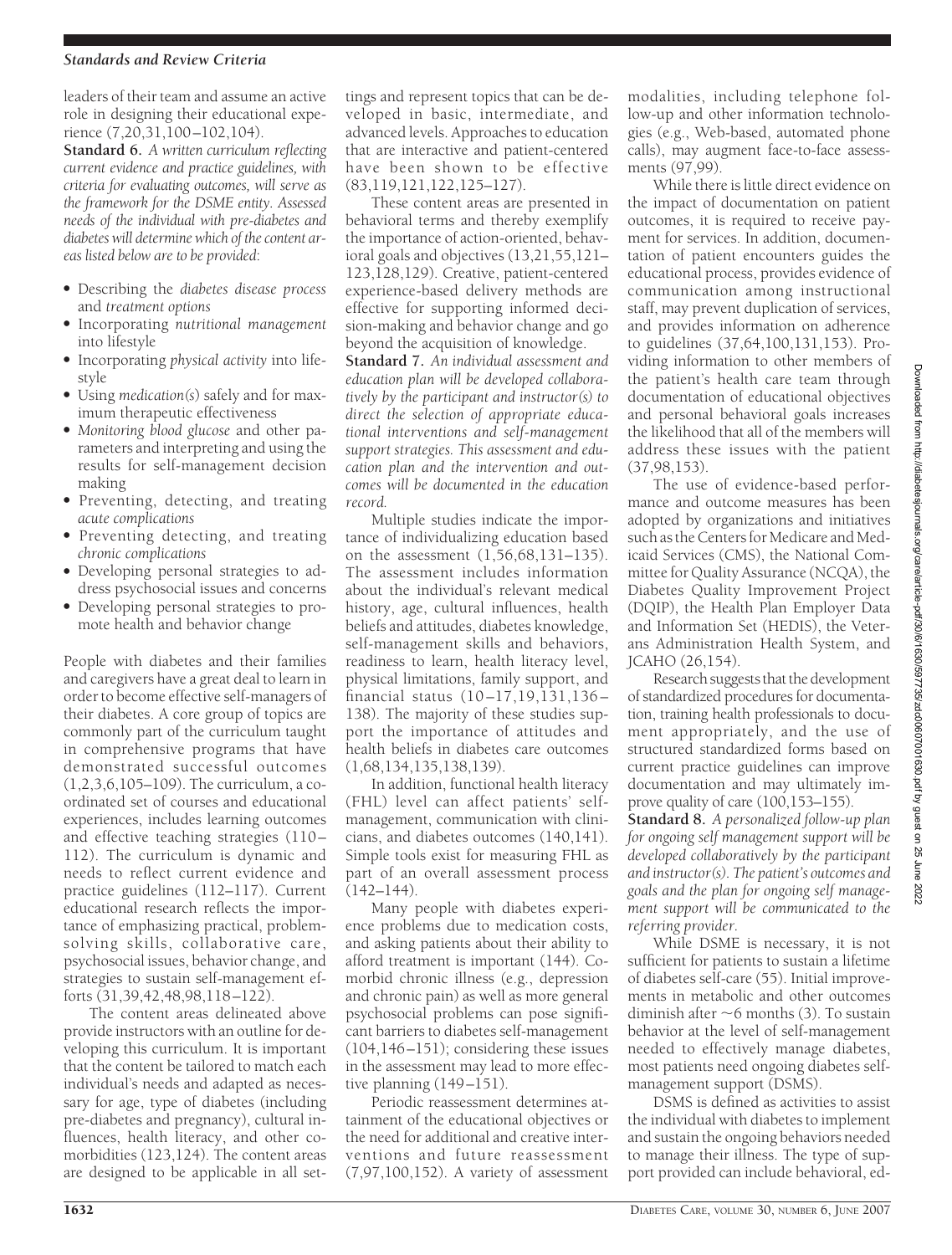leaders of their team and assume an active role in designing their educational experience (7,20,31,100–102,104).

**Standard 6.** *A written curriculum reflecting current evidence and practice guidelines, with criteria for evaluating outcomes, will serve as the framework for the DSME entity. Assessed needs of the individual with pre-diabetes and diabetes will determine which of the content areas listed below are to be provided:*

- Describing the *diabetes disease process* and *treatment options*
- Incorporating *nutritional management* into lifestyle
- Incorporating *physical activity* into lifestyle
- Using *medication(s)* safely and for maximum therapeutic effectiveness
- *Monitoring blood glucose* and other parameters and interpreting and using the results for self-management decision making
- Preventing, detecting, and treating *acute complications*
- Preventing detecting, and treating *chronic complications*
- Developing personal strategies to address psychosocial issues and concerns
- Developing personal strategies to promote health and behavior change

People with diabetes and their families and caregivers have a great deal to learn in order to become effective self-managers of their diabetes. A core group of topics are commonly part of the curriculum taught in comprehensive programs that have demonstrated successful outcomes (1,2,3,6,105–109). The curriculum, a coordinated set of courses and educational experiences, includes learning outcomes and effective teaching strategies (110–112). The curriculum is dynamic and needs to reflect current evidence and practice guidelines (112–117). Current educational research reflects the importance of emphasizing practical, problem-solving skills, collaborative care, psychosocial issues, behavior change, and strategies to sustain self-management efforts (31,39,42,48,98,118–122).

The content areas delineated above provide instructors with an outline for developing this curriculum. It is important that the content be tailored to match each individual's needs and adapted as necessary for age, type of diabetes (including pre-diabetes and pregnancy), cultural influences, health literacy, and other comorbidities (123,124). The content areas are designed to be applicable in all settings and represent topics that can be developed in basic, intermediate, and advanced levels. Approaches to education that are interactive and patient-centered have been shown to be effective (83,119,121,122,125–127).

These content areas are presented in behavioral terms and thereby exemplify the importance of action-oriented, behavioral goals and objectives (13,21,55,121–123,128,129). Creative, patient-centered experience-based delivery methods are effective for supporting informed decision-making and behavior change and go beyond the acquisition of knowledge.

**Standard 7.** *An individual assessment and education plan will be developed collaboratively by the participant and instructor(s) to direct the selection of appropriate educational interventions and self-management support strategies. This assessment and education plan and the intervention and outcomes will be documented in the education record.*

Multiple studies indicate the importance of individualizing education based on the assessment (1,56,68,131–135). The assessment includes information about the individual's relevant medical history, age, cultural influences, health beliefs and attitudes, diabetes knowledge, self-management skills and behaviors, readiness to learn, health literacy level, physical limitations, family support, and financial status (10–17,19,131,136–138). The majority of these studies support the importance of attitudes and health beliefs in diabetes care outcomes (1,68,134,135,138,139).

In addition, functional health literacy (FHL) level can affect patients' self-management, communication with clinicians, and diabetes outcomes (140,141). Simple tools exist for measuring FHL as part of an overall assessment process (142–144).

Many people with diabetes experience problems due to medication costs, and asking patients about their ability to afford treatment is important (144). Comorbid chronic illness (e.g., depression and chronic pain) as well as more general psychosocial problems can pose significant barriers to diabetes self-management (104,146–151); considering these issues in the assessment may lead to more effective planning (149–151).

Periodic reassessment determines attainment of the educational objectives or the need for additional and creative interventions and future reassessment (7,97,100,152). A variety of assessment modalities, including telephone follow-up and other information technologies (e.g., Web-based, automated phone calls), may augment face-to-face assessments (97,99).

While there is little direct evidence on the impact of documentation on patient outcomes, it is required to receive payment for services. In addition, documentation of patient encounters guides the educational process, provides evidence of communication among instructional staff, may prevent duplication of services, and provides information on adherence to guidelines (37,64,100,131,153). Providing information to other members of the patient's health care team through documentation of educational objectives and personal behavioral goals increases the likelihood that all of the members will address these issues with the patient (37,98,153).

The use of evidence-based performance and outcome measures has been adopted by organizations and initiatives such as the Centers for Medicare and Medicaid Services (CMS), the National Committee for Quality Assurance (NCQA), the Diabetes Quality Improvement Project (DQIP), the Health Plan Employer Data and Information Set (HEDIS), the Veterans Administration Health System, and JCAHO (26,154).

Research suggests that the development of standardized procedures for documentation, training health professionals to document appropriately, and the use of structured standardized forms based on current practice guidelines can improve documentation and may ultimately improve quality of care (100,153–155).

**Standard 8.** *A personalized follow-up plan for ongoing self management support will be developed collaboratively by the participant and instructor(s). The patient's outcomes and goals and the plan for ongoing self management support will be communicated to the referring provider.*

While DSME is necessary, it is not sufficient for patients to sustain a lifetime of diabetes self-care (55). Initial improvements in metabolic and other outcomes diminish after ~6 months (3). To sustain behavior at the level of self-management needed to effectively manage diabetes, most patients need ongoing diabetes self-management support (DSMS).

DSMS is defined as activities to assist the individual with diabetes to implement and sustain the ongoing behaviors needed to manage their illness. The type of support provided can include behavioral, ed-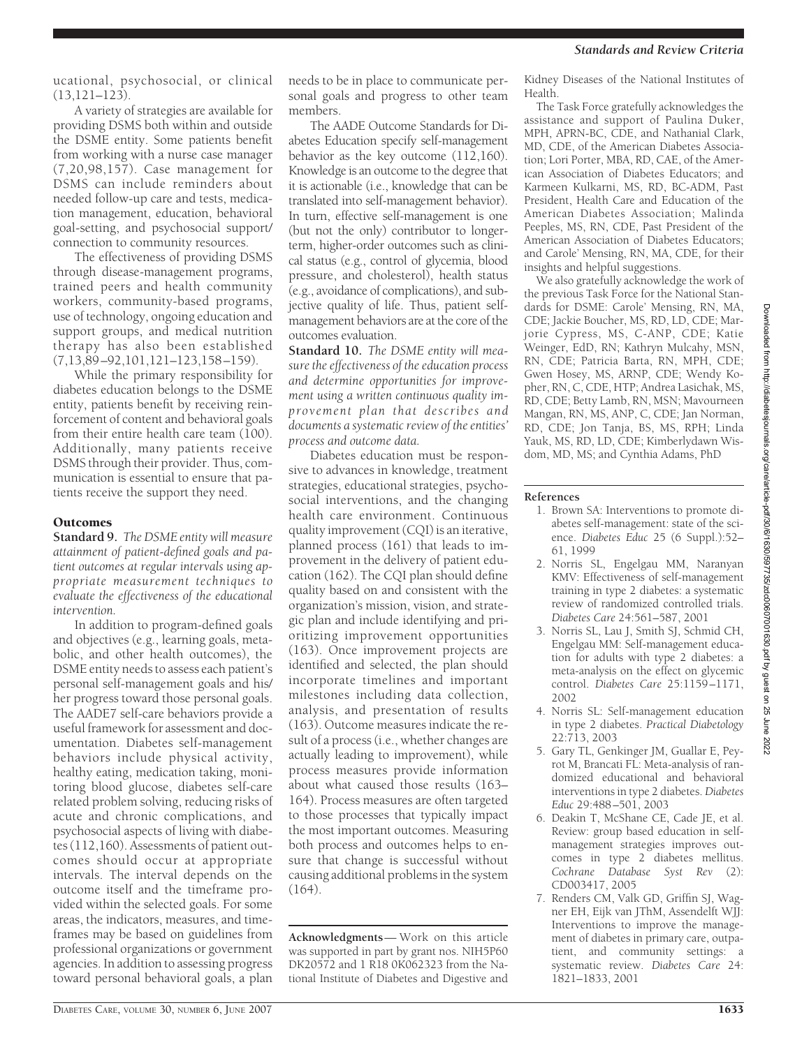ucational, psychosocial, or clinical (13,121–123).

A variety of strategies are available for providing DSMS both within and outside the DSME entity. Some patients benefit from working with a nurse case manager (7,20,98,157). Case management for DSMS can include reminders about needed follow-up care and tests, medication management, education, behavioral goal-setting, and psychosocial support/connection to community resources.

The effectiveness of providing DSMS through disease-management programs, trained peers and health community workers, community-based programs, use of technology, ongoing education and support groups, and medical nutrition therapy has also been established (7,13,89–92,101,121–123,158–159).

While the primary responsibility for diabetes education belongs to the DSME entity, patients benefit by receiving reinforcement of content and behavioral goals from their entire health care team (100). Additionally, many patients receive DSMS through their provider. Thus, communication is essential to ensure that patients receive the support they need.

## Outcomes

**Standard 9.** *The DSME entity will measure attainment of patient-defined goals and patient outcomes at regular intervals using appropriate measurement techniques to evaluate the effectiveness of the educational intervention.*

In addition to program-defined goals and objectives (e.g., learning goals, metabolic, and other health outcomes), the DSME entity needs to assess each patient's personal self-management goals and his/her progress toward those personal goals. The AADE7 self-care behaviors provide a useful framework for assessment and documentation. Diabetes self-management behaviors include physical activity, healthy eating, medication taking, monitoring blood glucose, diabetes self-care related problem solving, reducing risks of acute and chronic complications, and psychosocial aspects of living with diabetes (112,160). Assessments of patient outcomes should occur at appropriate intervals. The interval depends on the outcome itself and the timeframe provided within the selected goals. For some areas, the indicators, measures, and timeframes may be based on guidelines from professional organizations or government agencies. In addition to assessing progress toward personal behavioral goals, a plan needs to be in place to communicate personal goals and progress to other team members.

The AADE Outcome Standards for Diabetes Education specify self-management behavior as the key outcome (112,160). Knowledge is an outcome to the degree that it is actionable (i.e., knowledge that can be translated into self-management behavior). In turn, effective self-management is one (but not the only) contributor to longer-term, higher-order outcomes such as clinical status (e.g., control of glycemia, blood pressure, and cholesterol), health status (e.g., avoidance of complications), and subjective quality of life. Thus, patient self-management behaviors are at the core of the outcomes evaluation.

**Standard 10.** *The DSME entity will measure the effectiveness of the education process and determine opportunities for improvement using a written continuous quality improvement plan that describes and documents a systematic review of the entities' process and outcome data.*

Diabetes education must be responsive to advances in knowledge, treatment strategies, educational strategies, psychosocial interventions, and the changing health care environment. Continuous quality improvement (CQI) is an iterative, planned process (161) that leads to improvement in the delivery of patient education (162). The CQI plan should define quality based on and consistent with the organization's mission, vision, and strategic plan and include identifying and prioritizing improvement opportunities (163). Once improvement projects are identified and selected, the plan should incorporate timelines and important milestones including data collection, analysis, and presentation of results (163). Outcome measures indicate the result of a process (i.e., whether changes are actually leading to improvement), while process measures provide information about what caused those results (163–164). Process measures are often targeted to those processes that typically impact the most important outcomes. Measuring both process and outcomes helps to ensure that change is successful without causing additional problems in the system (164).

**Acknowledgments**— Work on this article was supported in part by grant nos. NIH5P60 DK20572 and 1 R18 0K062323 from the National Institute of Diabetes and Digestive and Kidney Diseases of the National Institutes of Health.

The Task Force gratefully acknowledges the assistance and support of Paulina Duker, MPH, APRN-BC, CDE, and Nathanial Clark, MD, CDE, of the American Diabetes Association; Lori Porter, MBA, RD, CAE, of the American Association of Diabetes Educators; and Karmeen Kulkarni, MS, RD, BC-ADM, Past President, Health Care and Education of the American Diabetes Association; Malinda Peeples, MS, RN, CDE, Past President of the American Association of Diabetes Educators; and Carole' Mensing, RN, MA, CDE, for their insights and helpful suggestions.

We also gratefully acknowledge the work of the previous Task Force for the National Standards for DSME: Carole' Mensing, RN, MA, CDE; Jackie Boucher, MS, RD, LD, CDE; Marjorie Cypress, MS, C-ANP, CDE; Katie Weinger, EdD, RN; Kathryn Mulcahy, MSN, RN, CDE; Patricia Barta, RN, MPH, CDE; Gwen Hosey, MS, ARNP, CDE; Wendy Kopher, RN, C, CDE, HTP; Andrea Lasichak, MS, RD, CDE; Betty Lamb, RN, MSN; Mavourneen Mangan, RN, MS, ANP, C, CDE; Jan Norman, RD, CDE; Jon Tanja, BS, MS, RPH; Linda Yauk, MS, RD, LD, CDE; Kimberlydawn Wisdom, MD, MS; and Cynthia Adams, PhD

## References

1. Brown SA: Interventions to promote diabetes self-management: state of the science. *Diabetes Educ* 25 (6 Suppl.):52–61, 1999
2. Norris SL, Engelgau MM, Naranyan KMV: Effectiveness of self-management training in type 2 diabetes: a systematic review of randomized controlled trials. *Diabetes Care* 24:561–587, 2001
3. Norris SL, Lau J, Smith SJ, Schmid CH, Engelgau MM: Self-management education for adults with type 2 diabetes: a meta-analysis on the effect on glycemic control. *Diabetes Care* 25:1159–1171, 2002
4. Norris SL: Self-management education in type 2 diabetes. *Practical Diabetology* 22:713, 2003
5. Gary TL, Genkinger JM, Guallar E, Peyrot M, Brancati FL: Meta-analysis of randomized educational and behavioral interventions in type 2 diabetes. *Diabetes Educ* 29:488–501, 2003
6. Deakin T, McShane CE, Cade JE, et al. Review: group based education in self-management strategies improves outcomes in type 2 diabetes mellitus. *Cochrane Database Syst Rev* (2): CD003417, 2005
7. Renders CM, Valk GD, Griffin SJ, Wagner EH, Eijk van JThM, Assendelft WJJ: Interventions to improve the management of diabetes in primary care, outpatient, and community settings: a systematic review. *Diabetes Care* 24: 1821–1833, 2001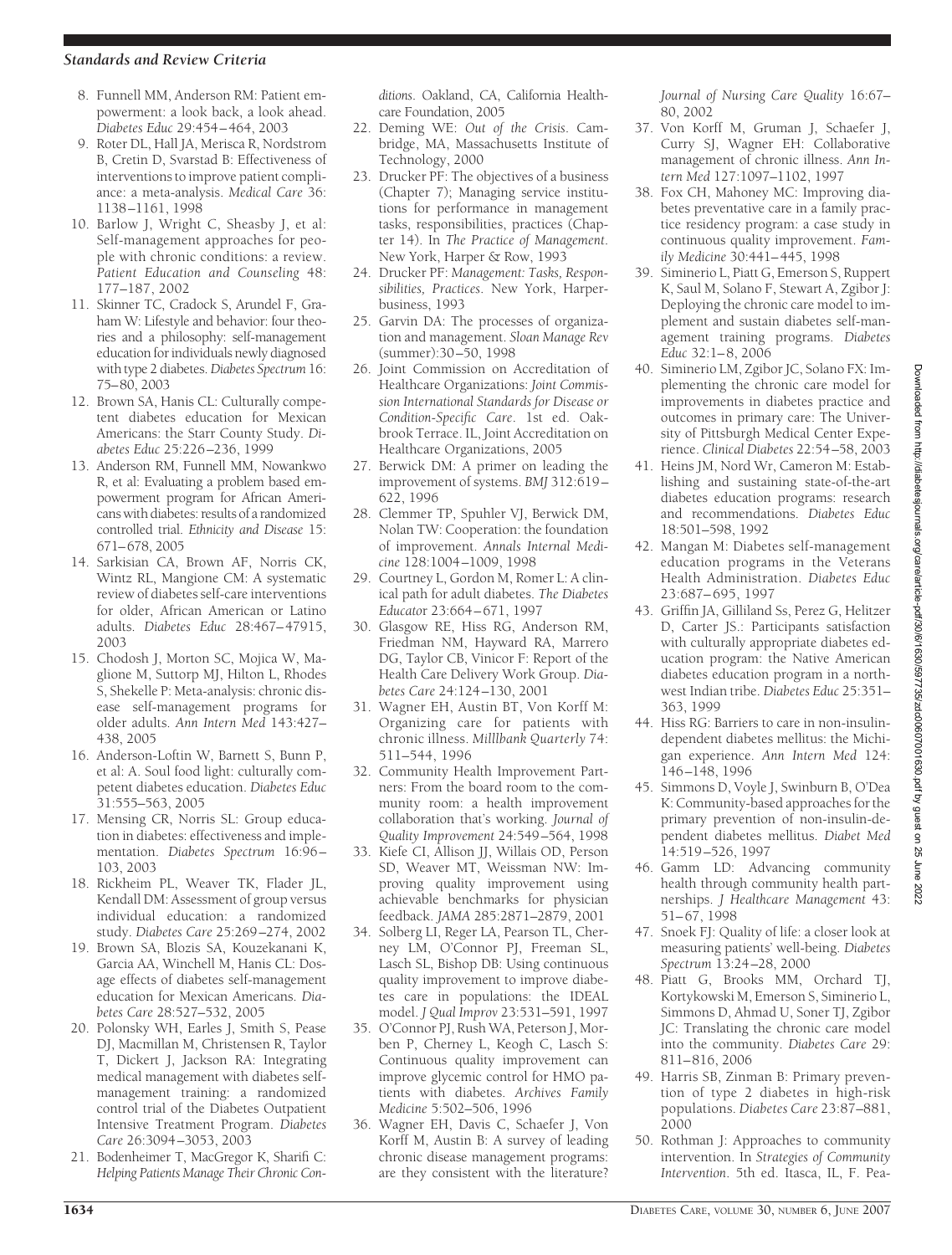8. Funnell MM, Anderson RM: Patient empowerment: a look back, a look ahead. *Diabetes Educ* 29:454–464, 2003
9. Roter DL, Hall JA, Merisca R, Nordstrom B, Cretin D, Svarstad B: Effectiveness of interventions to improve patient compliance: a meta-analysis. *Medical Care* 36: 1138–1161, 1998
10. Barlow J, Wright C, Sheasby J, et al: Self-management approaches for people with chronic conditions: a review. *Patient Education and Counseling* 48: 177–187, 2002
11. Skinner TC, Cradock S, Arundel F, Graham W: Lifestyle and behavior: four theories and a philosophy: self-management education for individuals newly diagnosed with type 2 diabetes. *Diabetes Spectrum* 16: 75–80, 2003
12. Brown SA, Hanis CL: Culturally competent diabetes education for Mexican Americans: the Starr County Study. *Diabetes Educ* 25:226–236, 1999
13. Anderson RM, Funnell MM, Nowankwo R, et al: Evaluating a problem based empowerment program for African Americans with diabetes: results of a randomized controlled trial. *Ethnicity and Disease* 15: 671–678, 2005
14. Sarkisian CA, Brown AF, Norris CK, Wintz RL, Mangione CM: A systematic review of diabetes self-care interventions for older, African American or Latino adults. *Diabetes Educ* 28:467–47915, 2003
15. Chodosh J, Morton SC, Mojica W, Maglione M, Suttorp MJ, Hilton L, Rhodes S, Shekelle P: Meta-analysis: chronic disease self-management programs for older adults. *Ann Intern Med* 143:427–438, 2005
16. Anderson-Loftin W, Barnett S, Bunn P, et al: A. Soul food light: culturally competent diabetes education. *Diabetes Educ* 31:555–563, 2005
17. Mensing CR, Norris SL: Group education in diabetes: effectiveness and implementation. *Diabetes Spectrum* 16:96–103, 2003
18. Rickheim PL, Weaver TK, Flader JL, Kendall DM: Assessment of group versus individual education: a randomized study. *Diabetes Care* 25:269–274, 2002
19. Brown SA, Blozis SA, Kouzekanani K, Garcia AA, Winchell M, Hanis CL: Dosage effects of diabetes self-management education for Mexican Americans. *Diabetes Care* 28:527–532, 2005
20. Polonsky WH, Earles J, Smith S, Pease DJ, Macmillan M, Christensen R, Taylor T, Dickert J, Jackson RA: Integrating medical management with diabetes self-management training: a randomized control trial of the Diabetes Outpatient Intensive Treatment Program. *Diabetes Care* 26:3094–3053, 2003
21. Bodenheimer T, MacGregor K, Sharifi C: *Helping Patients Manage Their Chronic Conditions*. Oakland, CA, California Healthcare Foundation, 2005
22. Deming WE: *Out of the Crisis*. Cambridge, MA, Massachusetts Institute of Technology, 2000
23. Drucker PF: The objectives of a business (Chapter 7); Managing service institutions for performance in management tasks, responsibilities, practices (Chapter 14). In *The Practice of Management*. New York, Harper & Row, 1993
24. Drucker PF: *Management: Tasks, Responsibilities, Practices*. New York, Harperbusiness, 1993
25. Garvin DA: The processes of organization and management. *Sloan Manage Rev* (summer):30–50, 1998
26. Joint Commission on Accreditation of Healthcare Organizations: *Joint Commission International Standards for Disease or Condition-Specific Care*. 1st ed. Oakbrook Terrace. IL, Joint Accreditation on Healthcare Organizations, 2005
27. Berwick DM: A primer on leading the improvement of systems. *BMJ* 312:619–622, 1996
28. Clemmer TP, Spuhler VJ, Berwick DM, Nolan TW: Cooperation: the foundation of improvement. *Annals Internal Medicine* 128:1004–1009, 1998
29. Courtney L, Gordon M, Romer L: A clinical path for adult diabetes. *The Diabetes Educator* 23:664–671, 1997
30. Glasgow RE, Hiss RG, Anderson RM, Friedman NM, Hayward RA, Marrero DG, Taylor CB, Vinicor F: Report of the Health Care Delivery Work Group. *Diabetes Care* 24:124–130, 2001
31. Wagner EH, Austin BT, Von Korff M: Organizing care for patients with chronic illness. *Milllbank Quarterly* 74: 511–544, 1996
32. Community Health Improvement Partners: From the board room to the community room: a health improvement collaboration that's working. *Journal of Quality Improvement* 24:549–564, 1998
33. Kiefe CI, Allison JJ, Willais OD, Person SD, Weaver MT, Weissman NW: Improving quality improvement using achievable benchmarks for physician feedback. *JAMA* 285:2871–2879, 2001
34. Solberg LI, Reger LA, Pearson TL, Cherney LM, O'Connor PJ, Freeman SL, Lasch SL, Bishop DB: Using continuous quality improvement to improve diabetes care in populations: the IDEAL model. *J Qual Improv* 23:531–591, 1997
35. O'Connor PJ, Rush WA, Peterson J, Morben P, Cherney L, Keogh C, Lasch S: Continuous quality improvement can improve glycemic control for HMO patients with diabetes. *Archives Family Medicine* 5:502–506, 1996
36. Wagner EH, Davis C, Schaefer J, Von Korff M, Austin B: A survey of leading chronic disease management programs: are they consistent with the literature? *Journal of Nursing Care Quality* 16:67–80, 2002
37. Von Korff M, Gruman J, Schaefer J, Curry SJ, Wagner EH: Collaborative management of chronic illness. *Ann Intern Med* 127:1097–1102, 1997
38. Fox CH, Mahoney MC: Improving diabetes preventative care in a family practice residency program: a case study in continuous quality improvement. *Family Medicine* 30:441–445, 1998
39. Siminerio L, Piatt G, Emerson S, Ruppert K, Saul M, Solano F, Stewart A, Zgibor J: Deploying the chronic care model to implement and sustain diabetes self-management training programs. *Diabetes Educ* 32:1–8, 2006
40. Siminerio LM, Zgibor JC, Solano FX: Implementing the chronic care model for improvements in diabetes practice and outcomes in primary care: The University of Pittsburgh Medical Center Experience. *Clinical Diabetes* 22:54–58, 2003
41. Heins JM, Nord Wr, Cameron M: Establishing and sustaining state-of-the-art diabetes education programs: research and recommendations. *Diabetes Educ* 18:501–598, 1992
42. Mangan M: Diabetes self-management education programs in the Veterans Health Administration. *Diabetes Educ* 23:687–695, 1997
43. Griffin JA, Gilliland Ss, Perez G, Helitzer D, Carter JS.: Participants satisfaction with culturally appropriate diabetes education program: the Native American diabetes education program in a northwest Indian tribe. *Diabetes Educ* 25:351–363, 1999
44. Hiss RG: Barriers to care in non-insulin-dependent diabetes mellitus: the Michigan experience. *Ann Intern Med* 124: 146–148, 1996
45. Simmons D, Voyle J, Swinburn B, O'Dea K: Community-based approaches for the primary prevention of non-insulin-dependent diabetes mellitus. *Diabet Med* 14:519–526, 1997
46. Gamm LD: Advancing community health through community health partnerships. *J Healthcare Management* 43: 51–67, 1998
47. Snoek FJ: Quality of life: a closer look at measuring patients' well-being. *Diabetes Spectrum* 13:24–28, 2000
48. Piatt G, Brooks MM, Orchard TJ, Kortykowski M, Emerson S, Siminerio L, Simmons D, Ahmad U, Soner TJ, Zgibor JC: Translating the chronic care model into the community. *Diabetes Care* 29: 811–816, 2006
49. Harris SB, Zinman B: Primary prevention of type 2 diabetes in high-risk populations. *Diabetes Care* 23:87–881, 2000
50. Rothman J: Approaches to community intervention. In *Strategies of Community Intervention*. 5th ed. Itasca, IL, F. Pea-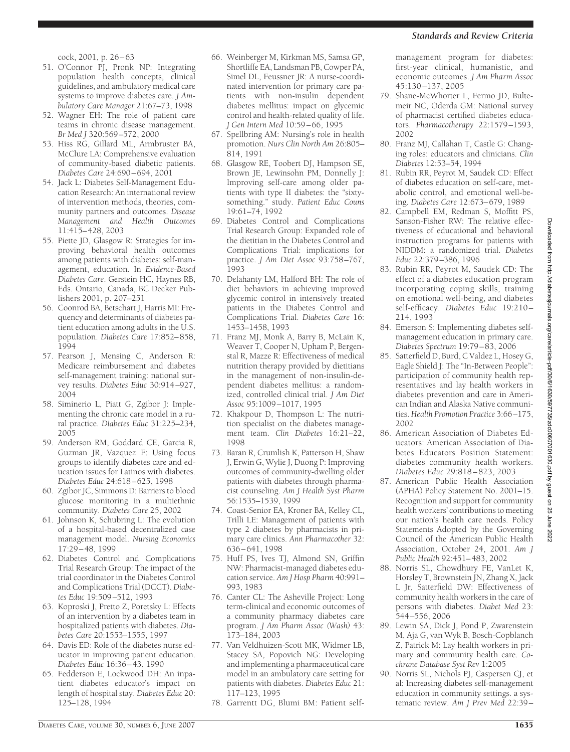cock, 2001, p. 26–63

51. O'Connor PJ, Pronk NP: Integrating population health concepts, clinical guidelines, and ambulatory medical care systems to improve diabetes care. *J Ambulatory Care Manager* 21:67–73, 1998
52. Wagner EH: The role of patient care teams in chronic disease management. *Br Med J* 320:569–572, 2000
53. Hiss RG, Gillard ML, Armbruster BA, McClure LA: Comprehensive evaluation of community-based diabetic patients. *Diabetes Care* 24:690–694, 2001
54. Jack L: Diabetes Self-Management Education Research: An international review of intervention methods, theories, community partners and outcomes. *Disease Management and Health Outcomes* 11:415–428, 2003
55. Piette JD, Glasgow R: Strategies for improving behavioral health outcomes among patients with diabetes: self-management, education. In *Evidence-Based Diabetes Care*. Gerstein HC, Haynes RB, Eds. Ontario, Canada, BC Decker Publishers 2001, p. 207–251
56. Coonrod BA, Betschart J, Harris MI: Frequency and determinants of diabetes patient education among adults in the U.S. population. *Diabetes Care* 17:852–858, 1994
57. Pearson J, Mensing C, Anderson R: Medicare reimbursement and diabetes self-management training: national survey results. *Diabetes Educ* 30:914–927, 2004
58. Siminerio L, Piatt G, Zgibor J: Implementing the chronic care model in a rural practice. *Diabetes Educ* 31:225–234, 2005
59. Anderson RM, Goddard CE, Garcia R, Guzman JR, Vazquez F: Using focus groups to identify diabetes care and education issues for Latinos with diabetes. *Diabetes Educ* 24:618–625, 1998
60. Zgibor JC, Simmons D: Barriers to blood glucose monitoring in a multiethnic community. *Diabetes Care* 25, 2002
61. Johnson K, Schubring L: The evolution of a hospital-based decentralized case management model. *Nursing Economics* 17:29–48, 1999
62. Diabetes Control and Complications Trial Research Group: The impact of the trial coordinator in the Diabetes Control and Complications Trial (DCCT). *Diabetes Educ* 19:509–512, 1993
63. Koproski J, Pretto Z, Poretsky L: Effects of an intervention by a diabetes team in hospitalized patients with diabetes. *Diabetes Care* 20:1553–1555, 1997
64. Davis ED: Role of the diabetes nurse educator in improving patient education. *Diabetes Educ* 16:36–43, 1990
65. Fedderson E, Lockwood DH: An inpatient diabetes educator's impact on length of hospital stay. *Diabetes Educ* 20: 125–128, 1994
66. Weinberger M, Kirkman MS, Samsa GP, Shortliffe EA, Landsman PB, Cowper PA, Simel DL, Feussner JR: A nurse-coordinated intervention for primary care patients with non-insulin dependent diabetes mellitus: impact on glycemic control and health-related quality of life. *J Gen Intern Med* 10:59–66, 1995
67. Spellbring AM: Nursing's role in health promotion. *Nurs Clin North Am* 26:805–814, 1991
68. Glasgow RE, Toobert DJ, Hampson SE, Brown JE, Lewinsohn PM, Donnelly J: Improving self-care among older patients with type II diabetes: the "sixty-something." study. *Patient Educ Couns* 19:61–74, 1992
69. Diabetes Control and Complications Trial Research Group: Expanded role of the dietitian in the Diabetes Control and Complications Trial: implications for practice. *J Am Diet Assoc* 93:758–767, 1993
70. Delahanty LM, Halford BH: The role of diet behaviors in achieving improved glycemic control in intensively treated patients in the Diabetes Control and Complications Trial. *Diabetes Care* 16: 1453–1458, 1993
71. Franz MJ, Monk A, Barry B, McLain K, Weaver T, Cooper N, Upham P, Bergenstal R, Mazze R: Effectiveness of medical nutrition therapy provided by dietitians in the management of non-insulin-dependent diabetes mellitus: a randomized, controlled clinical trial. *J Am Diet Assoc* 95:1009–1017, 1995
72. Khakpour D, Thompson L: The nutrition specialist on the diabetes management team. *Clin Diabetes* 16:21–22, 1998
73. Baran R, Crumlish K, Patterson H, Shaw J, Erwin G, Wylie J, Duong P: Improving outcomes of community-dwelling older patients with diabetes through pharmacist counseling. *Am J Health Syst Pharm* 56:1535–1539, 1999
74. Coast-Senior EA, Kroner BA, Kelley CL, Trilli LE: Management of patients with type 2 diabetes by pharmacists in primary care clinics. *Ann Pharmacother* 32: 636–641, 1998
75. Huff PS, Ives TJ, Almond SN, Griffin NW: Pharmacist-managed diabetes education service. *Am J Hosp Pharm* 40:991–993, 1983
76. Canter CL: The Asheville Project: Long term-clinical and economic outcomes of a community pharmacy diabetes care program. *J Am Pharm Assoc (Wash)* 43: 173–184, 2003
77. Van Veldhuizen-Scott MK, Widmer LB, Stacey SA, Popovich NG: Developing and implementing a pharmaceutical care model in an ambulatory care setting for patients with diabetes. *Diabetes Educ* 21: 117–123, 1995
78. Garrentt DG, Blumi BM: Patient self-management program for diabetes: first-year clinical, humanistic, and economic outcomes. *J Am Pharm Assoc* 45:130–137, 2005
79. Shane-McWhorter L, Fermo JD, Bultemeir NC, Oderda GM: National survey of pharmacist certified diabetes educators. *Pharmacotherapy* 22:1579–1593, 2002
80. Franz MJ, Callahan T, Castle G: Changing roles: educators and clinicians. *Clin Diabetes* 12:53–54, 1994
81. Rubin RR, Peyrot M, Saudek CD: Effect of diabetes education on self-care, metabolic control, and emotional well-being. *Diabetes Care* 12:673–679, 1989
82. Campbell EM, Redman S, Moffitt PS, Sanson-Fisher RW: The relative effectiveness of educational and behavioral instruction programs for patients with NIDDM: a randomized trial. *Diabetes Educ* 22:379–386, 1996
83. Rubin RR, Peyrot M, Saudek CD: The effect of a diabetes education program incorporating coping skills, training on emotional well-being, and diabetes self-efficacy. *Diabetes Educ* 19:210–214, 1993
84. Emerson S: Implementing diabetes self-management education in primary care. *Diabetes Spectrum* 19:79–83, 2006
85. Satterfield D, Burd, C Valdez L, Hosey G, Eagle Shield J: The "In-Between People": participation of community health representatives and lay health workers in diabetes prevention and care in American Indian and Alaska Native communities. *Health Promotion Practice* 3:66–175, 2002
86. American Association of Diabetes Educators: American Association of Diabetes Educators Position Statement: diabetes community health workers. *Diabetes Educ* 29:818–823, 2003
87. American Public Health Association (APHA) Policy Statement No. 2001–15. Recognition and support for community health workers' contributions to meeting our nation's health care needs. Policy Statements Adopted by the Governing Council of the American Public Health Association, October 24, 2001. *Am J Public Health* 92:451–483, 2002
88. Norris SL, Chowdhury FE, VanLet K, Horsley T, Brownstein JN, Zhang X, Jack L Jr, Satterfield DW: Effectiveness of community health workers in the care of persons with diabetes. *Diabet Med* 23: 544–556, 2006
89. Lewin SA, Dick J, Pond P, Zwarenstein M, Aja G, van Wyk B, Bosch-Copblanch Z, Patrick M: Lay health workers in primary and community health care. *Cochrane Database Syst Rev* 1:2005
90. Norris SL, Nichols PJ, Caspersen CJ, et al: Increasing diabetes self-management education in community settings. a systematic review. *Am J Prev Med* 22:39–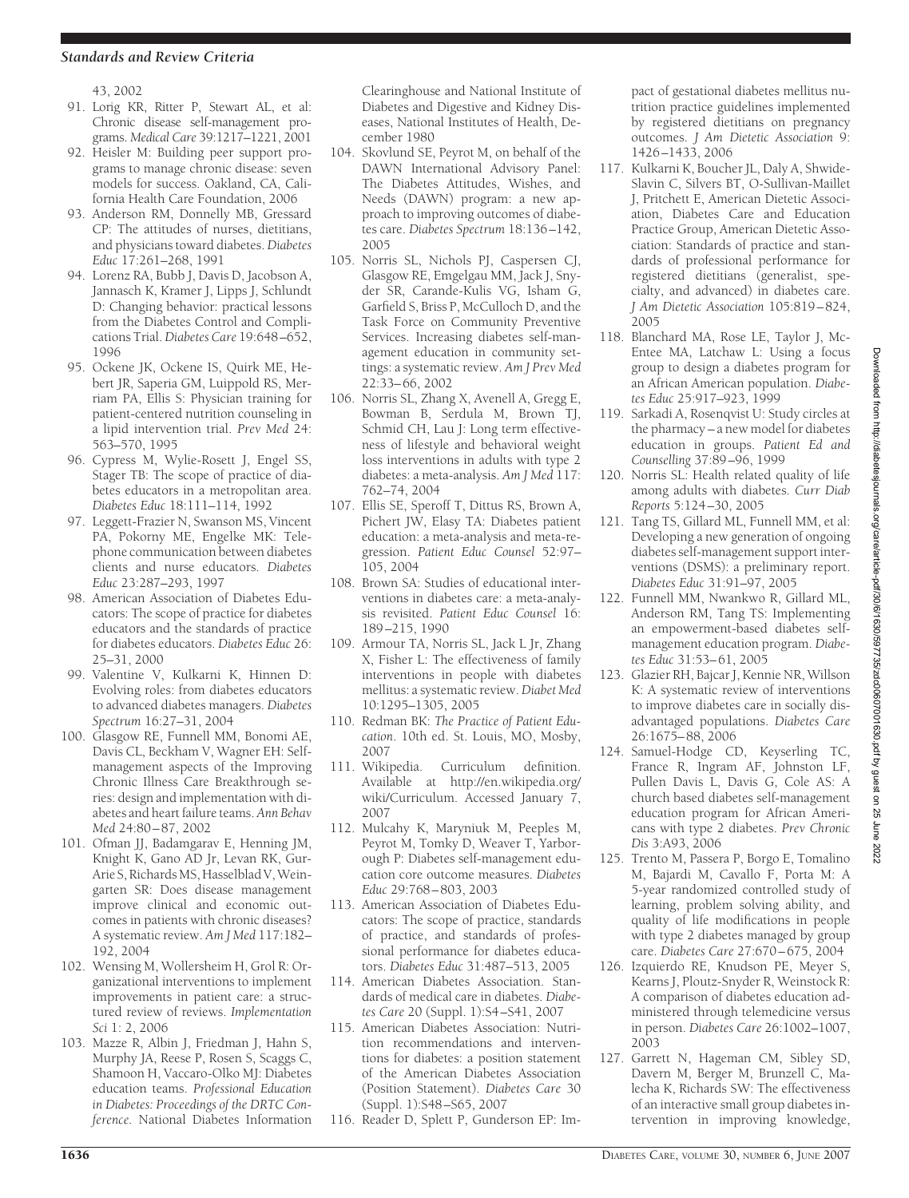43, 2002

91. Lorig KR, Ritter P, Stewart AL, et al: Chronic disease self-management programs. *Medical Care* 39:1217–1221, 2001
92. Heisler M: Building peer support programs to manage chronic disease: seven models for success. Oakland, CA, California Health Care Foundation, 2006
93. Anderson RM, Donnelly MB, Gressard CP: The attitudes of nurses, dietitians, and physicians toward diabetes. *Diabetes Educ* 17:261–268, 1991
94. Lorenz RA, Bubb J, Davis D, Jacobson A, Jannasch K, Kramer J, Lipps J, Schlundt D: Changing behavior: practical lessons from the Diabetes Control and Complications Trial. *Diabetes Care* 19:648–652, 1996
95. Ockene JK, Ockene IS, Quirk ME, Hebert JR, Saperia GM, Luippold RS, Merriam PA, Ellis S: Physician training for patient-centered nutrition counseling in a lipid intervention trial. *Prev Med* 24: 563–570, 1995
96. Cypress M, Wylie-Rosett J, Engel SS, Stager TB: The scope of practice of diabetes educators in a metropolitan area. *Diabetes Educ* 18:111–114, 1992
97. Leggett-Frazier N, Swanson MS, Vincent PA, Pokorny ME, Engelke MK: Telephone communication between diabetes clients and nurse educators. *Diabetes Educ* 23:287–293, 1997
98. American Association of Diabetes Educators: The scope of practice for diabetes educators and the standards of practice for diabetes educators. *Diabetes Educ* 26: 25–31, 2000
99. Valentine V, Kulkarni K, Hinnen D: Evolving roles: from diabetes educators to advanced diabetes managers. *Diabetes Spectrum* 16:27–31, 2004
100. Glasgow RE, Funnell MM, Bonomi AE, Davis CL, Beckham V, Wagner EH: Self-management aspects of the Improving Chronic Illness Care Breakthrough series: design and implementation with diabetes and heart failure teams. *Ann Behav Med* 24:80–87, 2002
101. Ofman JJ, Badamgarav E, Henning JM, Knight K, Gano AD Jr, Levan RK, Gur-Arie S, Richards MS, Hasselblad V, Weingarten SR: Does disease management improve clinical and economic outcomes in patients with chronic diseases? A systematic review. *Am J Med* 117:182–192, 2004
102. Wensing M, Wollersheim H, Grol R: Organizational interventions to implement improvements in patient care: a structured review of reviews. *Implementation Sci* 1: 2, 2006
103. Mazze R, Albin J, Friedman J, Hahn S, Murphy JA, Reese P, Rosen S, Scaggs C, Shamoon H, Vaccaro-Olko MJ: Diabetes education teams. *Professional Education in Diabetes: Proceedings of the DRTC Conference.* National Diabetes Information Clearinghouse and National Institute of Diabetes and Digestive and Kidney Diseases, National Institutes of Health, December 1980
104. Skovlund SE, Peyrot M, on behalf of the DAWN International Advisory Panel: The Diabetes Attitudes, Wishes, and Needs (DAWN) program: a new approach to improving outcomes of diabetes care. *Diabetes Spectrum* 18:136–142, 2005
105. Norris SL, Nichols PJ, Caspersen CJ, Glasgow RE, Engelgau MM, Jack J, Snyder SR, Carande-Kulis VG, Isham G, Garfield S, Briss P, McCulloch D, and the Task Force on Community Preventive Services. Increasing diabetes self-management education in community settings: a systematic review. *Am J Prev Med* 22:33–66, 2002
106. Norris SL, Zhang X, Avenell A, Gregg E, Bowman B, Serdula M, Brown TJ, Schmid CH, Lau J: Long term effectiveness of lifestyle and behavioral weight loss interventions in adults with type 2 diabetes: a meta-analysis. *Am J Med* 117: 762–74, 2004
107. Ellis SE, Speroff T, Dittus RS, Brown A, Pichert JW, Elasy TA: Diabetes patient education: a meta-analysis and meta-regression. *Patient Educ Counsel* 52:97–105, 2004
108. Brown SA: Studies of educational interventions in diabetes care: a meta-analysis revisited. *Patient Educ Counsel* 16: 189–215, 1990
109. Armour TA, Norris SL, Jack L Jr, Zhang X, Fisher L: The effectiveness of family interventions in people with diabetes mellitus: a systematic review. *Diabet Med* 10:1295–1305, 2005
110. Redman BK: *The Practice of Patient Education*. 10th ed. St. Louis, MO, Mosby, 2007
111. Wikipedia. Curriculum definition. Available at http://en.wikipedia.org/wiki/Curriculum. Accessed January 7, 2007
112. Mulcahy K, Maryniuk M, Peeples M, Peyrot M, Tomky D, Weaver T, Yarborough P: Diabetes self-management education core outcome measures. *Diabetes Educ* 29:768–803, 2003
113. American Association of Diabetes Educators: The scope of practice, standards of practice, and standards of professional performance for diabetes educators. *Diabetes Educ* 31:487–513, 2005
114. American Diabetes Association. Standards of medical care in diabetes. *Diabetes Care* 20 (Suppl. 1):S4–S41, 2007
115. American Diabetes Association: Nutrition recommendations and interventions for diabetes: a position statement of the American Diabetes Association (Position Statement). *Diabetes Care* 30 (Suppl. 1):S48–S65, 2007
116. Reader D, Splett P, Gunderson EP: Impact of gestational diabetes mellitus nutrition practice guidelines implemented by registered dietitians on pregnancy outcomes. *J Am Dietetic Association* 9: 1426–1433, 2006
117. Kulkarni K, Boucher JL, Daly A, Shwide-Slavin C, Silvers BT, O-Sullivan-Maillet J, Pritchett E, American Dietetic Association, Diabetes Care and Education Practice Group, American Dietetic Association: Standards of practice and standards of professional performance for registered dietitians (generalist, specialty, and advanced) in diabetes care. *J Am Dietetic Association* 105:819–824, 2005
118. Blanchard MA, Rose LE, Taylor J, McEntee MA, Latchaw L: Using a focus group to design a diabetes program for an African American population. *Diabetes Educ* 25:917–923, 1999
119. Sarkadi A, Rosenqvist U: Study circles at the pharmacy – a new model for diabetes education in groups. *Patient Ed and Counselling* 37:89–96, 1999
120. Norris SL: Health related quality of life among adults with diabetes. *Curr Diab Reports* 5:124–30, 2005
121. Tang TS, Gillard ML, Funnell MM, et al: Developing a new generation of ongoing diabetes self-management support interventions (DSMS): a preliminary report. *Diabetes Educ* 31:91–97, 2005
122. Funnell MM, Nwankwo R, Gillard ML, Anderson RM, Tang TS: Implementing an empowerment-based diabetes self-management education program. *Diabetes Educ* 31:53–61, 2005
123. Glazier RH, Bajcar J, Kennie NR, Willson K: A systematic review of interventions to improve diabetes care in socially disadvantaged populations. *Diabetes Care* 26:1675–88, 2006
124. Samuel-Hodge CD, Keyserling TC, France R, Ingram AF, Johnston LF, Pullen Davis L, Davis G, Cole AS: A church based diabetes self-management education program for African Americans with type 2 diabetes. *Prev Chronic Dis* 3:A93, 2006
125. Trento M, Passera P, Borgo E, Tomalino M, Bajardi M, Cavallo F, Porta M: A 5-year randomized controlled study of learning, problem solving ability, and quality of life modifications in people with type 2 diabetes managed by group care. *Diabetes Care* 27:670–675, 2004
126. Izquierdo RE, Knudson PE, Meyer S, Kearns J, Ploutz-Snyder R, Weinstock R: A comparison of diabetes education administered through telemedicine versus in person. *Diabetes Care* 26:1002–1007, 2003
127. Garrett N, Hageman CM, Sibley SD, Davern M, Berger M, Brunzell C, Malecha K, Richards SW: The effectiveness of an interactive small group diabetes intervention in improving knowledge,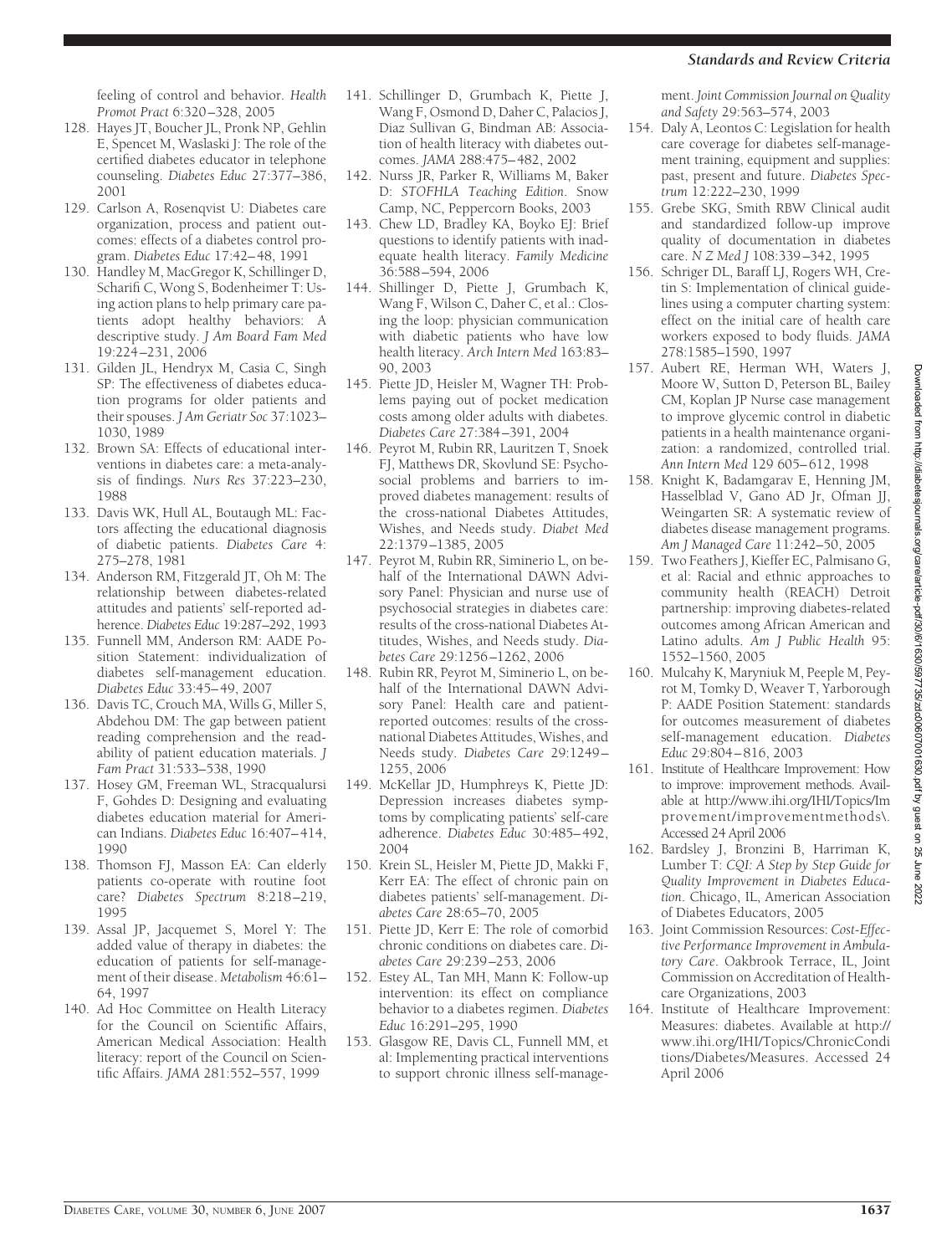feeling of control and behavior. *Health Promot Pract* 6:320–328, 2005

128. Hayes JT, Boucher JL, Pronk NP, Gehlin E, Spencet M, Waslaski J: The role of the certified diabetes educator in telephone counseling. *Diabetes Educ* 27:377–386, 2001
129. Carlson A, Rosenqvist U: Diabetes care organization, process and patient outcomes: effects of a diabetes control program. *Diabetes Educ* 17:42–48, 1991
130. Handley M, MacGregor K, Schillinger D, Scharifi C, Wong S, Bodenheimer T: Using action plans to help primary care patients adopt healthy behaviors: A descriptive study. *J Am Board Fam Med* 19:224–231, 2006
131. Gilden JL, Hendryx M, Casia C, Singh SP: The effectiveness of diabetes education programs for older patients and their spouses. *J Am Geriatr Soc* 37:1023–1030, 1989
132. Brown SA: Effects of educational interventions in diabetes care: a meta-analysis of findings. *Nurs Res* 37:223–230, 1988
133. Davis WK, Hull AL, Boutaugh ML: Factors affecting the educational diagnosis of diabetic patients. *Diabetes Care* 4: 275–278, 1981
134. Anderson RM, Fitzgerald JT, Oh M: The relationship between diabetes-related attitudes and patients' self-reported adherence. *Diabetes Educ* 19:287–292, 1993
135. Funnell MM, Anderson RM: AADE Position Statement: individualization of diabetes self-management education. *Diabetes Educ* 33:45–49, 2007
136. Davis TC, Crouch MA, Wills G, Miller S, Abdehou DM: The gap between patient reading comprehension and the readability of patient education materials. *J Fam Pract* 31:533–538, 1990
137. Hosey GM, Freeman WL, Stracqualursi F, Gohdes D: Designing and evaluating diabetes education material for American Indians. *Diabetes Educ* 16:407–414, 1990
138. Thomson FJ, Masson EA: Can elderly patients co-operate with routine foot care? *Diabetes Spectrum* 8:218–219, 1995
139. Assal JP, Jacquemet S, Morel Y: The added value of therapy in diabetes: the education of patients for self-management of their disease. *Metabolism* 46:61–64, 1997
140. Ad Hoc Committee on Health Literacy for the Council on Scientific Affairs, American Medical Association: Health literacy: report of the Council on Scientific Affairs. *JAMA* 281:552–557, 1999
141. Schillinger D, Grumbach K, Piette J, Wang F, Osmond D, Daher C, Palacios J, Diaz Sullivan G, Bindman AB: Association of health literacy with diabetes outcomes. *JAMA* 288:475–482, 2002
142. Nurss JR, Parker R, Williams M, Baker D: *STOFHLA Teaching Edition*. Snow Camp, NC, Peppercorn Books, 2003
143. Chew LD, Bradley KA, Boyko EJ: Brief questions to identify patients with inadequate health literacy. *Family Medicine* 36:588–594, 2006
144. Shillinger D, Piette J, Grumbach K, Wang F, Wilson C, Daher C, et al.: Closing the loop: physician communication with diabetic patients who have low health literacy. *Arch Intern Med* 163:83–90, 2003
145. Piette JD, Heisler M, Wagner TH: Problems paying out of pocket medication costs among older adults with diabetes. *Diabetes Care* 27:384–391, 2004
146. Peyrot M, Rubin RR, Lauritzen T, Snoek FJ, Matthews DR, Skovlund SE: Psychosocial problems and barriers to improved diabetes management: results of the cross-national Diabetes Attitudes, Wishes, and Needs study. *Diabet Med* 22:1379–1385, 2005
147. Peyrot M, Rubin RR, Siminerio L, on behalf of the International DAWN Advisory Panel: Physician and nurse use of psychosocial strategies in diabetes care: results of the cross-national Diabetes Attitudes, Wishes, and Needs study. *Diabetes Care* 29:1256–1262, 2006
148. Rubin RR, Peyrot M, Siminerio L, on behalf of the International DAWN Advisory Panel: Health care and patient-reported outcomes: results of the cross-national Diabetes Attitudes, Wishes, and Needs study. *Diabetes Care* 29:1249–1255, 2006
149. McKellar JD, Humphreys K, Piette JD: Depression increases diabetes symptoms by complicating patients' self-care adherence. *Diabetes Educ* 30:485–492, 2004
150. Krein SL, Heisler M, Piette JD, Makki F, Kerr EA: The effect of chronic pain on diabetes patients' self-management. *Diabetes Care* 28:65–70, 2005
151. Piette JD, Kerr E: The role of comorbid chronic conditions on diabetes care. *Diabetes Care* 29:239–253, 2006
152. Estey AL, Tan MH, Mann K: Follow-up intervention: its effect on compliance behavior to a diabetes regimen. *Diabetes Educ* 16:291–295, 1990
153. Glasgow RE, Davis CL, Funnell MM, et al: Implementing practical interventions to support chronic illness self-management. *Joint Commission Journal on Quality and Safety* 29:563–574, 2003
154. Daly A, Leontos C: Legislation for health care coverage for diabetes self-management training, equipment and supplies: past, present and future. *Diabetes Spectrum* 12:222–230, 1999
155. Grebe SKG, Smith RBW Clinical audit and standardized follow-up improve quality of documentation in diabetes care. *N Z Med J* 108:339–342, 1995
156. Schriger DL, Baraff LJ, Rogers WH, Cretin S: Implementation of clinical guidelines using a computer charting system: effect on the initial care of health care workers exposed to body fluids. *JAMA* 278:1585–1590, 1997
157. Aubert RE, Herman WH, Waters J, Moore W, Sutton D, Peterson BL, Bailey CM, Koplan JP Nurse case management to improve glycemic control in diabetic patients in a health maintenance organization: a randomized, controlled trial. *Ann Intern Med* 129 605–612, 1998
158. Knight K, Badamgarav E, Henning JM, Hasselblad V, Gano AD Jr, Ofman JJ, Weingarten SR: A systematic review of diabetes disease management programs. *Am J Managed Care* 11:242–50, 2005
159. Two Feathers J, Kieffer EC, Palmisano G, et al: Racial and ethnic approaches to community health (REACH) Detroit partnership: improving diabetes-related outcomes among African American and Latino adults. *Am J Public Health* 95: 1552–1560, 2005
160. Mulcahy K, Maryniuk M, Peeple M, Peyrot M, Tomky D, Weaver T, Yarborough P: AADE Position Statement: standards for outcomes measurement of diabetes self-management education. *Diabetes Educ* 29:804–816, 2003
161. Institute of Healthcare Improvement: How to improve: improvement methods. Available at http://www.ihi.org/IHI/Topics/Improvement/improvementmethods\. Accessed 24 April 2006
162. Bardsley J, Bronzini B, Harriman K, Lumber T: *CQI: A Step by Step Guide for Quality Improvement in Diabetes Education*. Chicago, IL, American Association of Diabetes Educators, 2005
163. Joint Commission Resources: *Cost-Effective Performance Improvement in Ambulatory Care*. Oakbrook Terrace, IL, Joint Commission on Accreditation of Healthcare Organizations, 2003
164. Institute of Healthcare Improvement: Measures: diabetes. Available at http://www.ihi.org/IHI/Topics/ChronicConditions/Diabetes/Measures. Accessed 24 April 2006